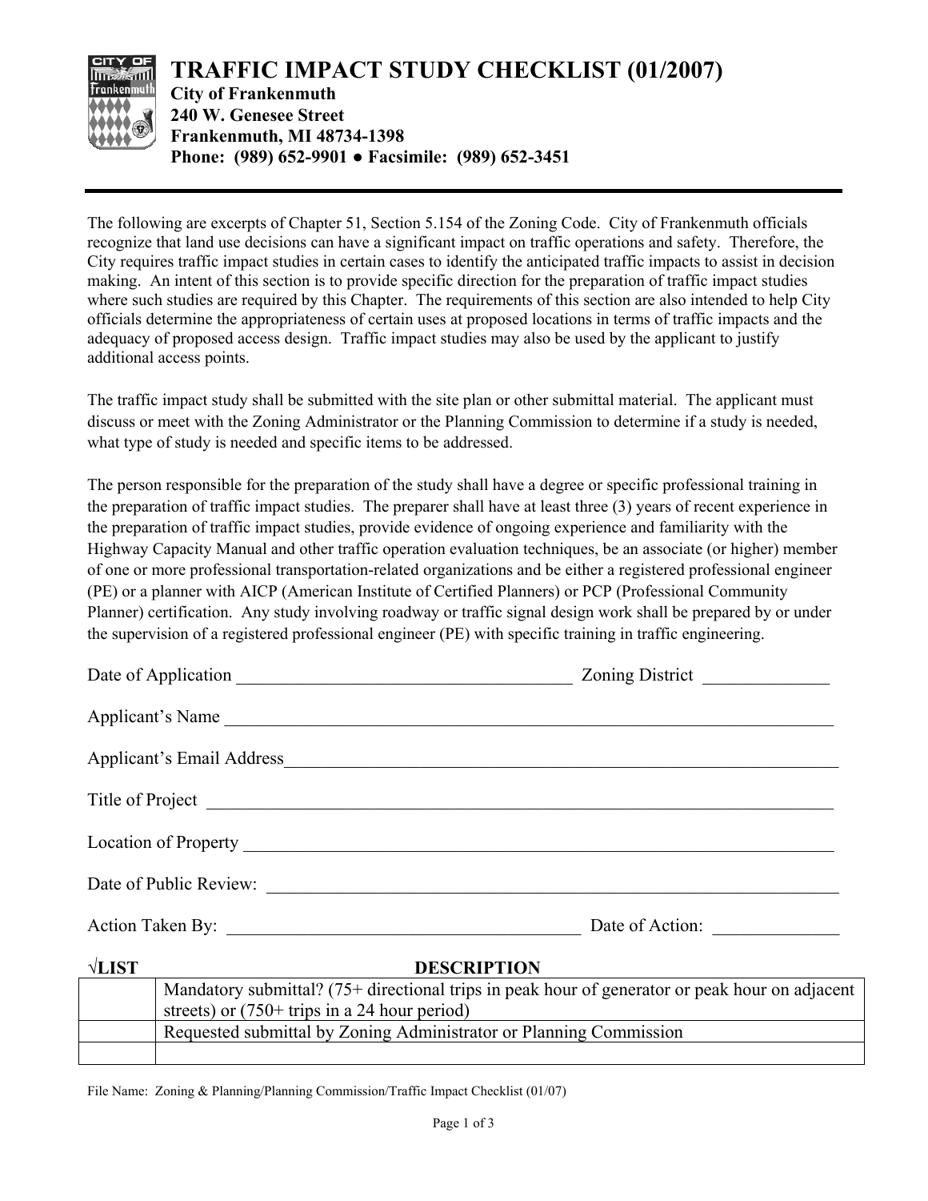# TRAFFIC IMPACT STUDY CHECKLIST (01/2007)

**City of Frankenmuth**
**240 W. Genesee Street**
**Frankenmuth, MI 48734-1398**
**Phone: (989) 652-9901 ● Facsimile: (989) 652-3451**

---

The following are excerpts of Chapter 51, Section 5.154 of the Zoning Code. City of Frankenmuth officials recognize that land use decisions can have a significant impact on traffic operations and safety. Therefore, the City requires traffic impact studies in certain cases to identify the anticipated traffic impacts to assist in decision making. An intent of this section is to provide specific direction for the preparation of traffic impact studies where such studies are required by this Chapter. The requirements of this section are also intended to help City officials determine the appropriateness of certain uses at proposed locations in terms of traffic impacts and the adequacy of proposed access design. Traffic impact studies may also be used by the applicant to justify additional access points.

The traffic impact study shall be submitted with the site plan or other submittal material. The applicant must discuss or meet with the Zoning Administrator or the Planning Commission to determine if a study is needed, what type of study is needed and specific items to be addressed.

The person responsible for the preparation of the study shall have a degree or specific professional training in the preparation of traffic impact studies. The preparer shall have at least three (3) years of recent experience in the preparation of traffic impact studies, provide evidence of ongoing experience and familiarity with the Highway Capacity Manual and other traffic operation evaluation techniques, be an associate (or higher) member of one or more professional transportation-related organizations and be either a registered professional engineer (PE) or a planner with AICP (American Institute of Certified Planners) or PCP (Professional Community Planner) certification. Any study involving roadway or traffic signal design work shall be prepared by or under the supervision of a registered professional engineer (PE) with specific training in traffic engineering.

Date of Application ______________________________________ Zoning District ______________

Applicant's Name ________________________________________________________________________

Applicant's Email Address___________________________________________________________________

Title of Project __________________________________________________________________________

Location of Property ______________________________________________________________________

Date of Public Review: ____________________________________________________________________

Action Taken By: _______________________________________ Date of Action: ______________

| √LIST | DESCRIPTION |
|---|---|
| | Mandatory submittal? (75+ directional trips in peak hour of generator or peak hour on adjacent streets) or (750+ trips in a 24 hour period) |
| | Requested submittal by Zoning Administrator or Planning Commission |
| | |

File Name: Zoning & Planning/Planning Commission/Traffic Impact Checklist (01/07)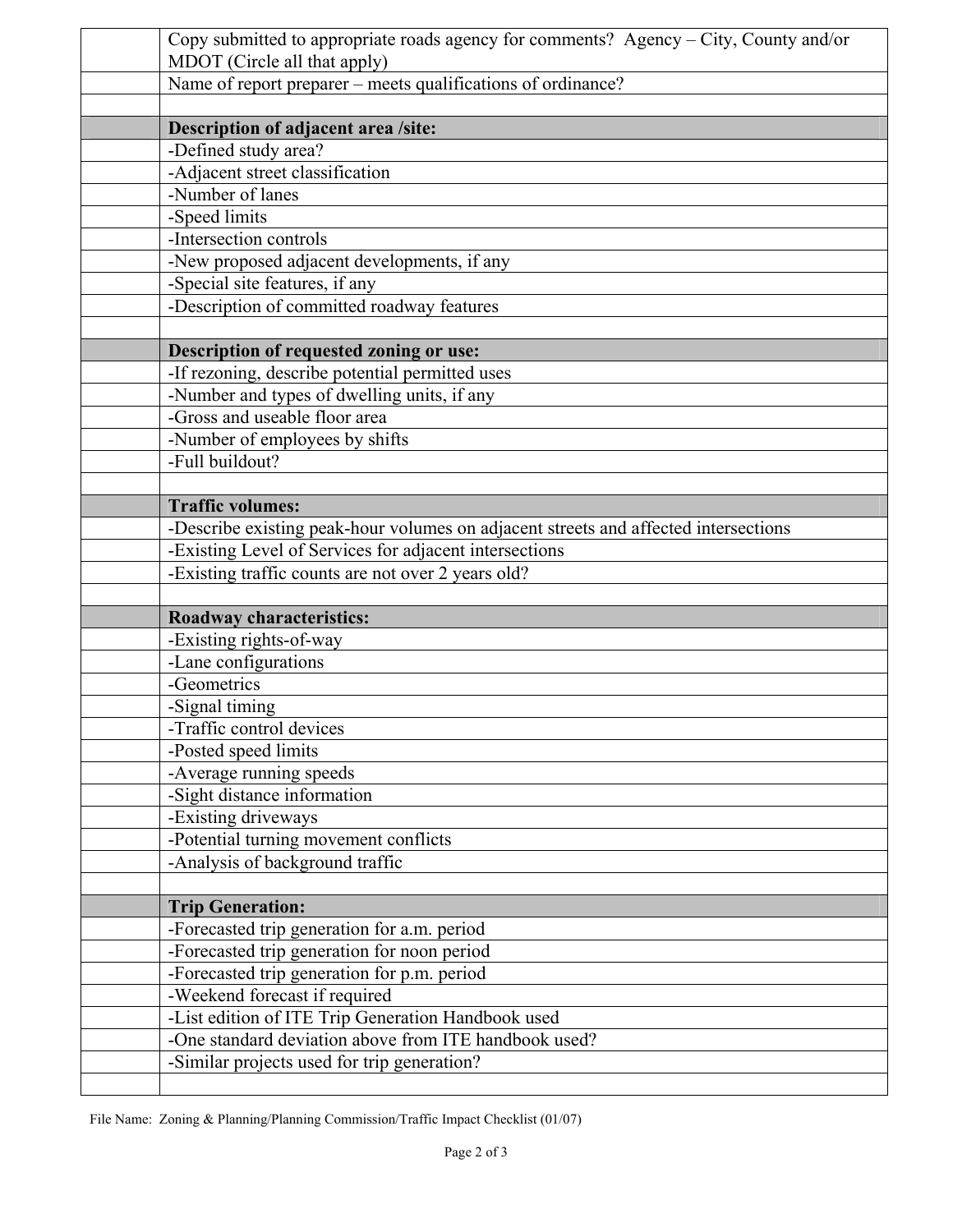| | |
|---|---|
| | Copy submitted to appropriate roads agency for comments? Agency – City, County and/or MDOT (Circle all that apply) |
| | Name of report preparer – meets qualifications of ordinance? |
| | |
| | **Description of adjacent area /site:** |
| | -Defined study area? |
| | -Adjacent street classification |
| | -Number of lanes |
| | -Speed limits |
| | -Intersection controls |
| | -New proposed adjacent developments, if any |
| | -Special site features, if any |
| | -Description of committed roadway features |
| | |
| | **Description of requested zoning or use:** |
| | -If rezoning, describe potential permitted uses |
| | -Number and types of dwelling units, if any |
| | -Gross and useable floor area |
| | -Number of employees by shifts |
| | -Full buildout? |
| | |
| | **Traffic volumes:** |
| | -Describe existing peak-hour volumes on adjacent streets and affected intersections |
| | -Existing Level of Services for adjacent intersections |
| | -Existing traffic counts are not over 2 years old? |
| | |
| | **Roadway characteristics:** |
| | -Existing rights-of-way |
| | -Lane configurations |
| | -Geometrics |
| | -Signal timing |
| | -Traffic control devices |
| | -Posted speed limits |
| | -Average running speeds |
| | -Sight distance information |
| | -Existing driveways |
| | -Potential turning movement conflicts |
| | -Analysis of background traffic |
| | |
| | **Trip Generation:** |
| | -Forecasted trip generation for a.m. period |
| | -Forecasted trip generation for noon period |
| | -Forecasted trip generation for p.m. period |
| | -Weekend forecast if required |
| | -List edition of ITE Trip Generation Handbook used |
| | -One standard deviation above from ITE handbook used? |
| | -Similar projects used for trip generation? |
| | |

File Name: Zoning & Planning/Planning Commission/Traffic Impact Checklist (01/07)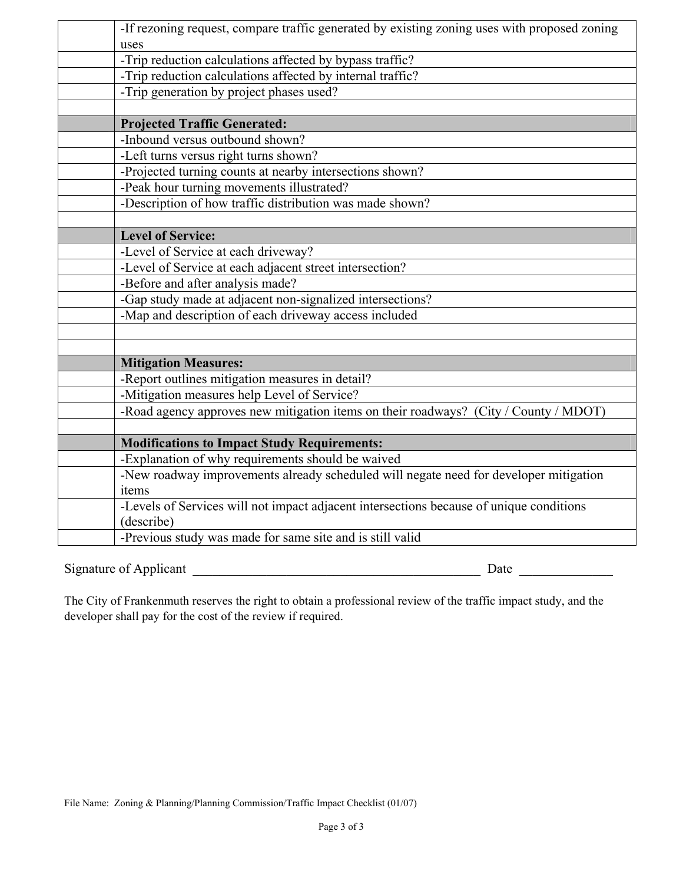| | |
|---|---|
| | -If rezoning request, compare traffic generated by existing zoning uses with proposed zoning uses |
| | -Trip reduction calculations affected by bypass traffic? |
| | -Trip reduction calculations affected by internal traffic? |
| | -Trip generation by project phases used? |
| | |
| | **Projected Traffic Generated:** |
| | -Inbound versus outbound shown? |
| | -Left turns versus right turns shown? |
| | -Projected turning counts at nearby intersections shown? |
| | -Peak hour turning movements illustrated? |
| | -Description of how traffic distribution was made shown? |
| | |
| | **Level of Service:** |
| | -Level of Service at each driveway? |
| | -Level of Service at each adjacent street intersection? |
| | -Before and after analysis made? |
| | -Gap study made at adjacent non-signalized intersections? |
| | -Map and description of each driveway access included |
| | |
| | |
| | **Mitigation Measures:** |
| | -Report outlines mitigation measures in detail? |
| | -Mitigation measures help Level of Service? |
| | -Road agency approves new mitigation items on their roadways? (City / County / MDOT) |
| | |
| | **Modifications to Impact Study Requirements:** |
| | -Explanation of why requirements should be waived |
| | -New roadway improvements already scheduled will negate need for developer mitigation items |
| | -Levels of Services will not impact adjacent intersections because of unique conditions (describe) |
| | -Previous study was made for same site and is still valid |

Signature of Applicant ____________________________________________ Date ______________

The City of Frankenmuth reserves the right to obtain a professional review of the traffic impact study, and the developer shall pay for the cost of the review if required.

File Name: Zoning & Planning/Planning Commission/Traffic Impact Checklist (01/07)